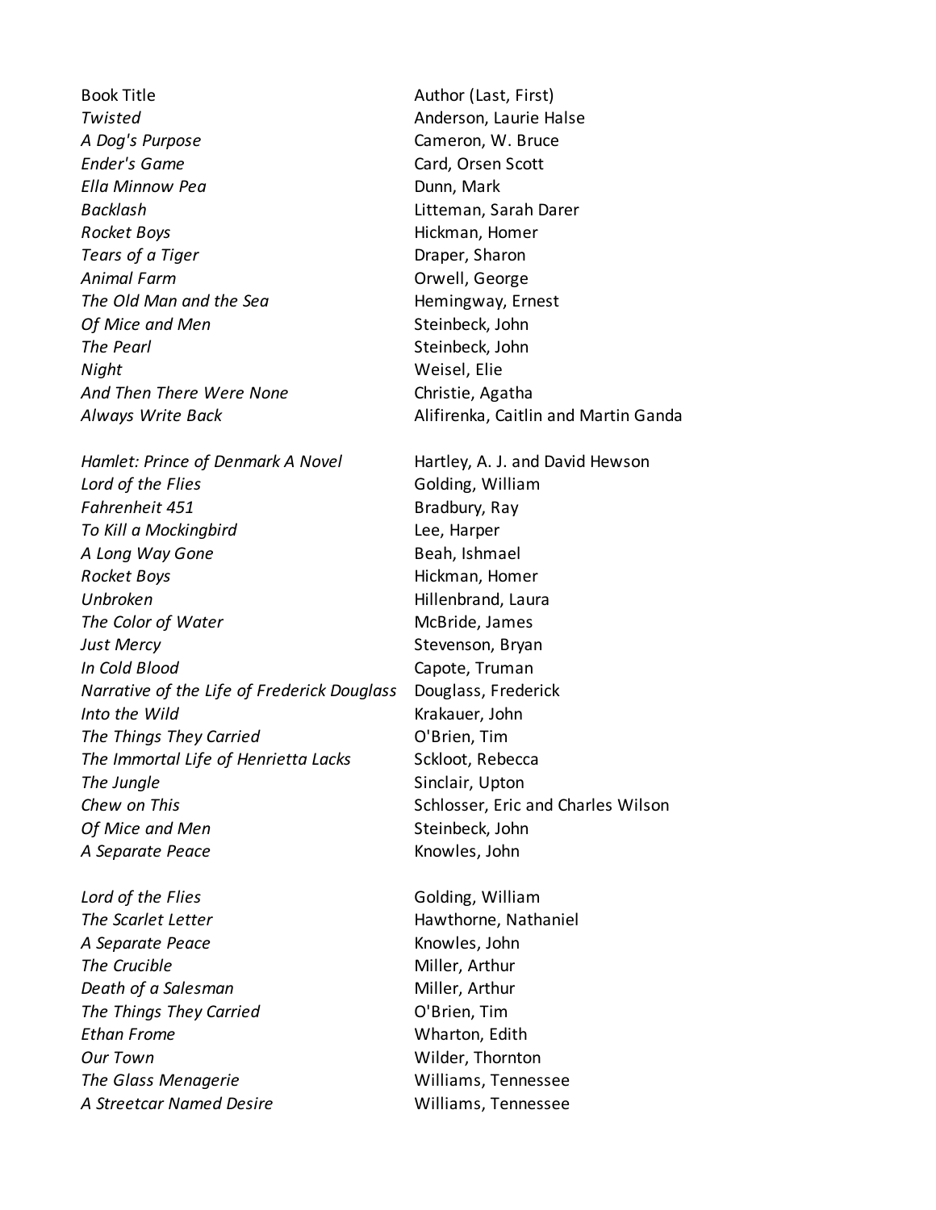| Book Title | Author (Last, First) |
| --- | --- |
| *Twisted* | Anderson, Laurie Halse |
| *A Dog's Purpose* | Cameron, W. Bruce |
| *Ender's Game* | Card, Orsen Scott |
| *Ella Minnow Pea* | Dunn, Mark |
| *Backlash* | Litteman, Sarah Darer |
| *Rocket Boys* | Hickman, Homer |
| *Tears of a Tiger* | Draper, Sharon |
| *Animal Farm* | Orwell, George |
| *The Old Man and the Sea* | Hemingway, Ernest |
| *Of Mice and Men* | Steinbeck, John |
| *The Pearl* | Steinbeck, John |
| *Night* | Weisel, Elie |
| *And Then There Were None* | Christie, Agatha |
| *Always Write Back* | Alifirenka, Caitlin and Martin Ganda |
| | |
| *Hamlet: Prince of Denmark A Novel* | Hartley, A. J. and David Hewson |
| *Lord of the Flies* | Golding, William |
| *Fahrenheit 451* | Bradbury, Ray |
| *To Kill a Mockingbird* | Lee, Harper |
| *A Long Way Gone* | Beah, Ishmael |
| *Rocket Boys* | Hickman, Homer |
| *Unbroken* | Hillenbrand, Laura |
| *The Color of Water* | McBride, James |
| *Just Mercy* | Stevenson, Bryan |
| *In Cold Blood* | Capote, Truman |
| *Narrative of the Life of Frederick Douglass* | Douglass, Frederick |
| *Into the Wild* | Krakauer, John |
| *The Things They Carried* | O'Brien, Tim |
| *The Immortal Life of Henrietta Lacks* | Sckloot, Rebecca |
| *The Jungle* | Sinclair, Upton |
| *Chew on This* | Schlosser, Eric and Charles Wilson |
| *Of Mice and Men* | Steinbeck, John |
| *A Separate Peace* | Knowles, John |
| | |
| *Lord of the Flies* | Golding, William |
| *The Scarlet Letter* | Hawthorne, Nathaniel |
| *A Separate Peace* | Knowles, John |
| *The Crucible* | Miller, Arthur |
| *Death of a Salesman* | Miller, Arthur |
| *The Things They Carried* | O'Brien, Tim |
| *Ethan Frome* | Wharton, Edith |
| *Our Town* | Wilder, Thornton |
| *The Glass Menagerie* | Williams, Tennessee |
| *A Streetcar Named Desire* | Williams, Tennessee |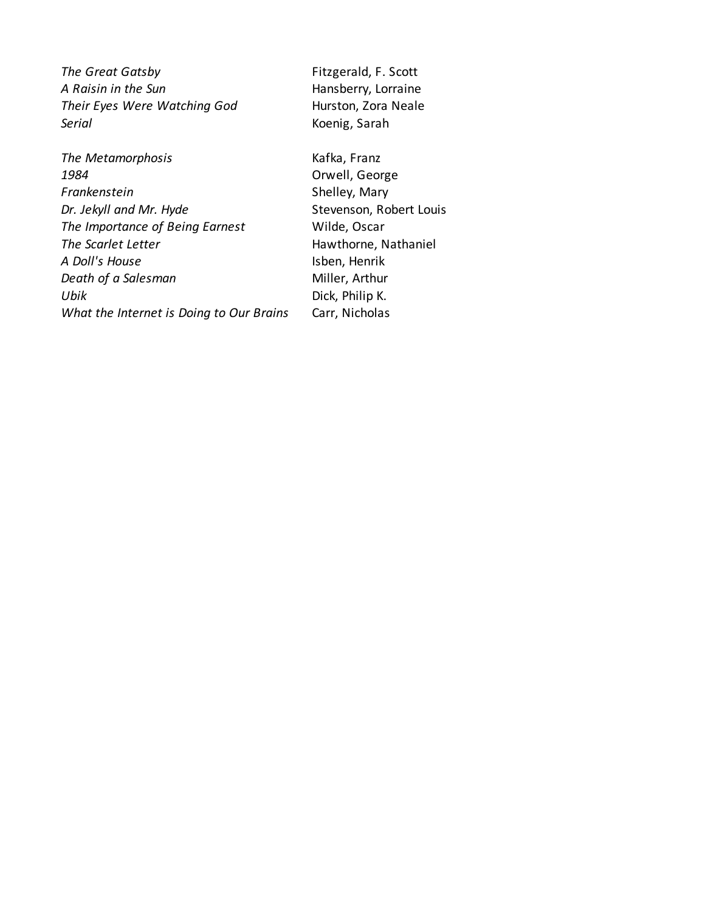| | |
|---|---|
| *The Great Gatsby* | Fitzgerald, F. Scott |
| *A Raisin in the Sun* | Hansberry, Lorraine |
| *Their Eyes Were Watching God* | Hurston, Zora Neale |
| *Serial* | Koenig, Sarah |

| | |
|---|---|
| *The Metamorphosis* | Kafka, Franz |
| *1984* | Orwell, George |
| *Frankenstein* | Shelley, Mary |
| *Dr. Jekyll and Mr. Hyde* | Stevenson, Robert Louis |
| *The Importance of Being Earnest* | Wilde, Oscar |
| *The Scarlet Letter* | Hawthorne, Nathaniel |
| *A Doll's House* | Isben, Henrik |
| *Death of a Salesman* | Miller, Arthur |
| *Ubik* | Dick, Philip K. |
| *What the Internet is Doing to Our Brains* | Carr, Nicholas |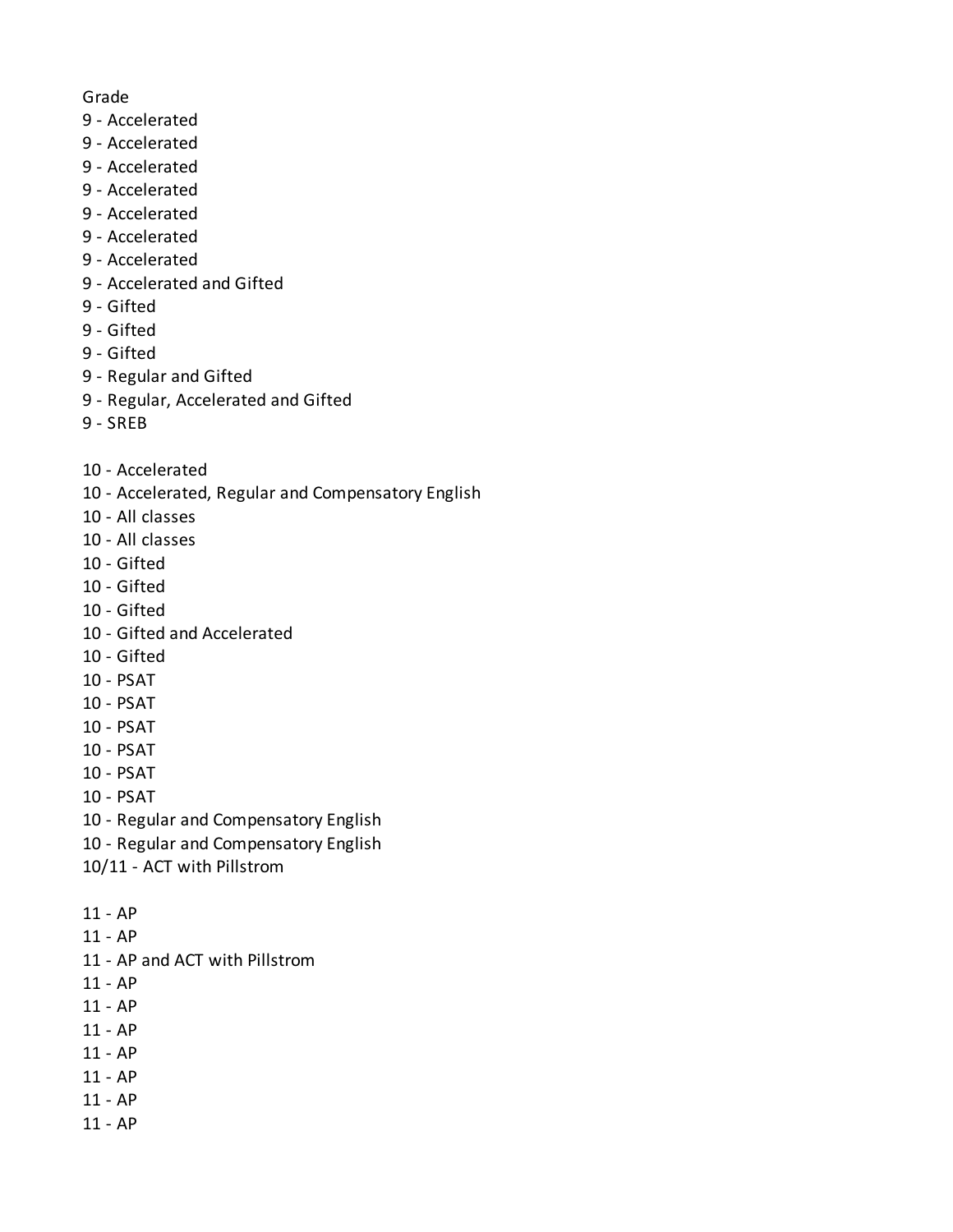Grade

9 - Accelerated
9 - Accelerated
9 - Accelerated
9 - Accelerated
9 - Accelerated
9 - Accelerated
9 - Accelerated
9 - Accelerated and Gifted
9 - Gifted
9 - Gifted
9 - Gifted
9 - Regular and Gifted
9 - Regular, Accelerated and Gifted
9 - SREB

10 - Accelerated
10 - Accelerated, Regular and Compensatory English
10 - All classes
10 - All classes
10 - Gifted
10 - Gifted
10 - Gifted
10 - Gifted and Accelerated
10 - Gifted
10 - PSAT
10 - PSAT
10 - PSAT
10 - PSAT
10 - PSAT
10 - PSAT
10 - Regular and Compensatory English
10 - Regular and Compensatory English
10/11 - ACT with Pillstrom

11 - AP
11 - AP
11 - AP and ACT with Pillstrom
11 - AP
11 - AP
11 - AP
11 - AP
11 - AP
11 - AP
11 - AP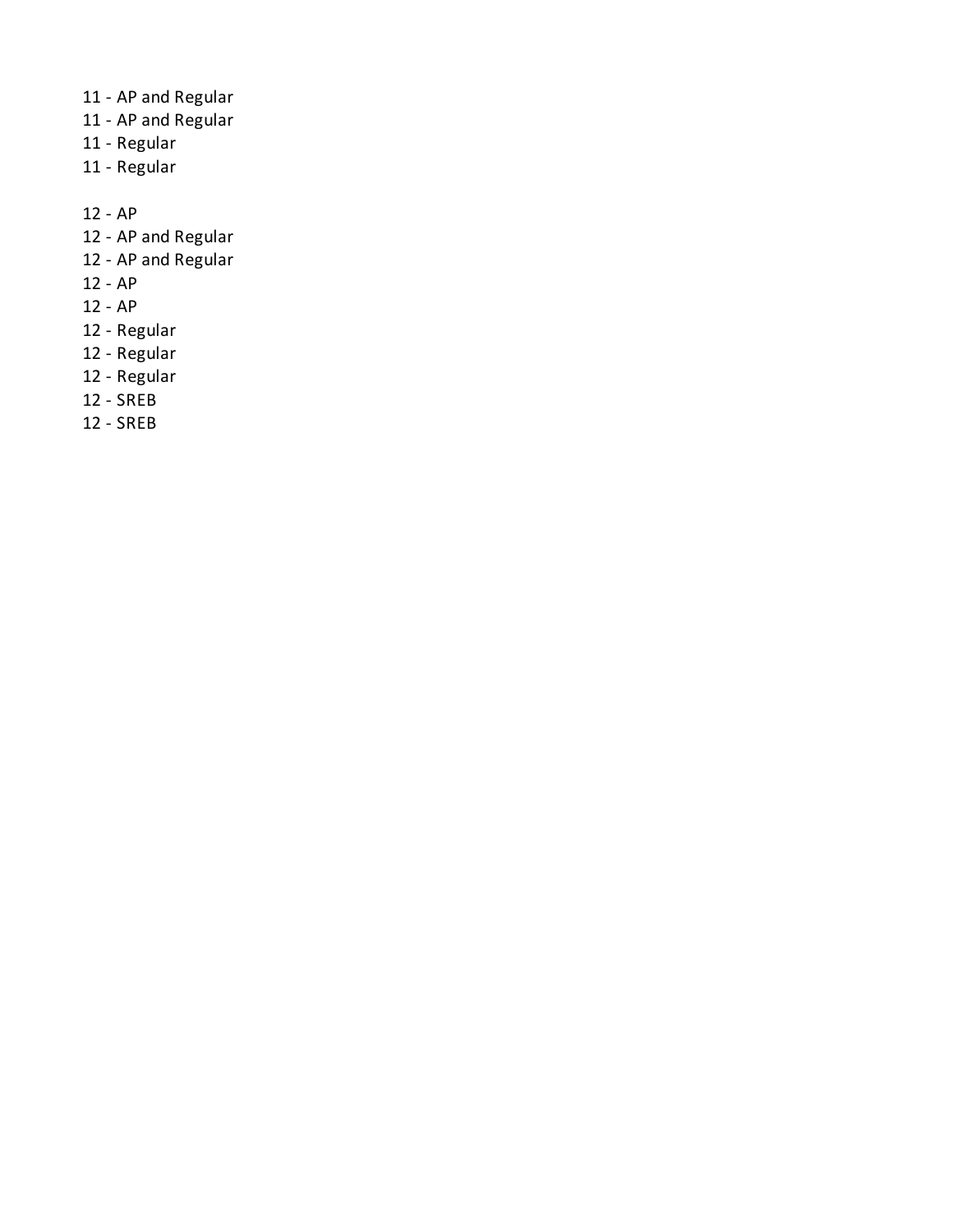11 - AP and Regular
11 - AP and Regular
11 - Regular
11 - Regular

12 - AP
12 - AP and Regular
12 - AP and Regular
12 - AP
12 - AP
12 - Regular
12 - Regular
12 - Regular
12 - SREB
12 - SREB